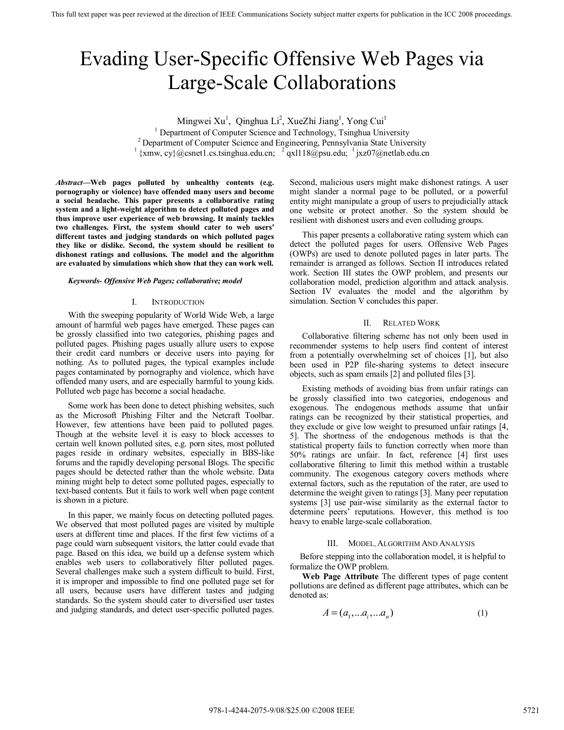# Evading User-Specific Offensive Web Pages via Large-Scale Collaborations

Mingwei Xu[1], Qinghua Li[2], XueZhi Jiang[1], Yong Cui[1]

[1] Department of Computer Science and Technology, Tsinghua University
[2] Department of Computer Science and Engineering, Pennsylvania State University
[1] {xmw, cy}@csnet1.cs.tsinghua.edu.cn; [2] qxl118@psu.edu; [1] jxz07@netlab.edu.cn

***Abstract*—Web pages polluted by unhealthy contents (e.g. pornography or violence) have offended many users and become a social headache. This paper presents a collaborative rating system and a light-weight algorithm to detect polluted pages and thus improve user experience of web browsing. It mainly tackles two challenges. First, the system should cater to web users' different tastes and judging standards on which polluted pages they like or dislike. Second, the system should be resilient to dishonest ratings and collusions. The model and the algorithm are evaluated by simulations which show that they can work well.**

***Keywords- Offensive Web Pages; collaborative; model***

## I. Introduction

With the sweeping popularity of World Wide Web, a large amount of harmful web pages have emerged. These pages can be grossly classified into two categories, phishing pages and polluted pages. Phishing pages usually allure users to expose their credit card numbers or deceive users into paying for nothing. As to polluted pages, the typical examples include pages contaminated by pornography and violence, which have offended many users, and are especially harmful to young kids. Polluted web page has become a social headache.

Some work has been done to detect phishing websites, such as the Microsoft Phishing Filter and the Netcraft Toolbar. However, few attentions have been paid to polluted pages. Though at the website level it is easy to block accesses to certain well known polluted sites, e.g. porn sites, most polluted pages reside in ordinary websites, especially in BBS-like forums and the rapidly developing personal Blogs. The specific pages should be detected rather than the whole website. Data mining might help to detect some polluted pages, especially to text-based contents. But it fails to work well when page content is shown in a picture.

In this paper, we mainly focus on detecting polluted pages. We observed that most polluted pages are visited by multiple users at different time and places. If the first few victims of a page could warn subsequent visitors, the latter could evade that page. Based on this idea, we build up a defense system which enables web users to collaboratively filter polluted pages. Several challenges make such a system difficult to build. First, it is improper and impossible to find one polluted page set for all users, because users have different tastes and judging standards. So the system should cater to diversified user tastes and judging standards, and detect user-specific polluted pages.

Second, malicious users might make dishonest ratings. A user might slander a normal page to be polluted, or a powerful entity might manipulate a group of users to prejudicially attack one website or protect another. So the system should be resilient with dishonest users and even colluding groups.

This paper presents a collaborative rating system which can detect the polluted pages for users. Offensive Web Pages (OWPs) are used to denote polluted pages in later parts. The remainder is arranged as follows. Section II introduces related work. Section III states the OWP problem, and presents our collaboration model, prediction algorithm and attack analysis. Section IV evaluates the model and the algorithm by simulation. Section V concludes this paper.

## II. Related Work

Collaborative filtering scheme has not only been used in recommender systems to help users find content of interest from a potentially overwhelming set of choices [1], but also been used in P2P file-sharing systems to detect insecure objects, such as spam emails [2] and polluted files [3].

Existing methods of avoiding bias from unfair ratings can be grossly classified into two categories, endogenous and exogenous. The endogenous methods assume that unfair ratings can be recognized by their statistical properties, and they exclude or give low weight to presumed unfair ratings [4, 5]. The shortness of the endogenous methods is that the statistical property fails to function correctly when more than 50% ratings are unfair. In fact, reference [4] first uses collaborative filtering to limit this method within a trustable community. The exogenous category covers methods where external factors, such as the reputation of the rater, are used to determine the weight given to ratings [3]. Many peer reputation systems [3] use pair-wise similarity as the external factor to determine peers' reputations. However, this method is too heavy to enable large-scale collaboration.

## III. Model, Algorithm And Analysis

Before stepping into the collaboration model, it is helpful to formalize the OWP problem.

**Web Page Attribute** The different types of page content pollutions are defined as different page attributes, which can be denoted as:

$$A = (a_1, \ldots a_i, \ldots a_n) \tag{1}$$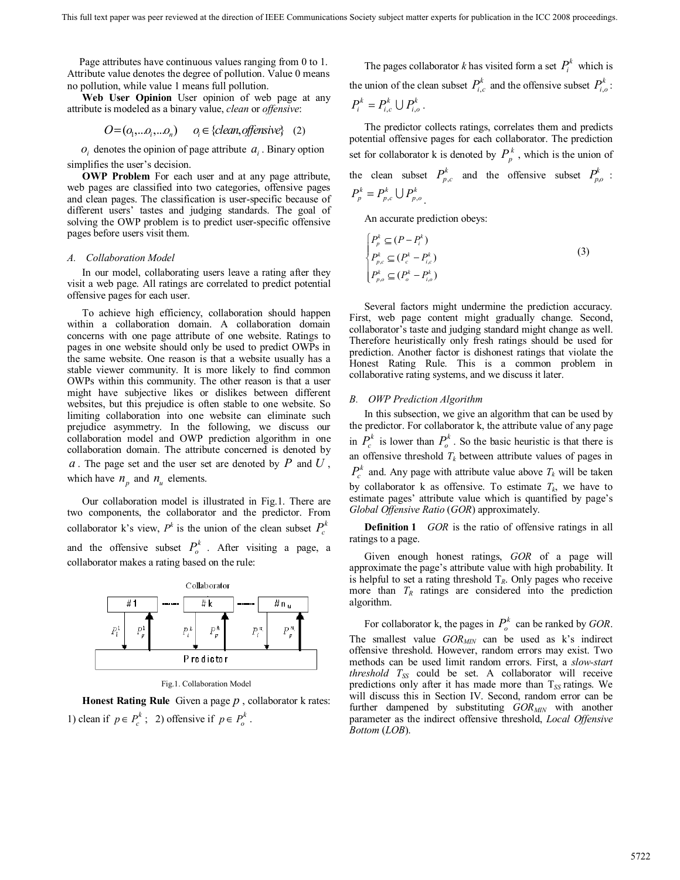Page attributes have continuous values ranging from 0 to 1. Attribute value denotes the degree of pollution. Value 0 means no pollution, while value 1 means full pollution.

**Web User Opinion** User opinion of web page at any attribute is modeled as a binary value, *clean* or *offensive*:

$$O=(o_1,...o_i,...o_n) \quad o_i \in \{clean, offensive\} \quad (2)$$

$o_i$ denotes the opinion of page attribute $a_i$. Binary option simplifies the user's decision.

**OWP Problem** For each user and at any page attribute, web pages are classified into two categories, offensive pages and clean pages. The classification is user-specific because of different users' tastes and judging standards. The goal of solving the OWP problem is to predict user-specific offensive pages before users visit them.

### A. Collaboration Model

In our model, collaborating users leave a rating after they visit a web page. All ratings are correlated to predict potential offensive pages for each user.

To achieve high efficiency, collaboration should happen within a collaboration domain. A collaboration domain concerns with one page attribute of one website. Ratings to pages in one website should only be used to predict OWPs in the same website. One reason is that a website usually has a stable viewer community. It is more likely to find common OWPs within this community. The other reason is that a user might have subjective likes or dislikes between different websites, but this prejudice is often stable to one website. So limiting collaboration into one website can eliminate such prejudice asymmetry. In the following, we discuss our collaboration model and OWP prediction algorithm in one collaboration domain. The attribute concerned is denoted by $a$. The page set and the user set are denoted by $P$ and $U$, which have $n_p$ and $n_u$ elements.

Our collaboration model is illustrated in Fig.1. There are two components, the collaborator and the predictor. From collaborator k's view, $P^k$ is the union of the clean subset $P_c^k$ and the offensive subset $P_o^k$. After visiting a page, a collaborator makes a rating based on the rule:

Fig.1. Collaboration Model

**Honest Rating Rule** Given a page $p$, collaborator k rates: 1) clean if $p \in P_c^k$; 2) offensive if $p \in P_o^k$.

The pages collaborator *k* has visited form a set $P_i^k$ which is the union of the clean subset $P_{i,c}^k$ and the offensive subset $P_{i,o}^k$: $P_i^k = P_{i,c}^k \cup P_{i,o}^k$.

The predictor collects ratings, correlates them and predicts potential offensive pages for each collaborator. The prediction set for collaborator k is denoted by $P_p^k$, which is the union of the clean subset $P_{p,c}^k$ and the offensive subset $P_{p,o}^k$: $P_p^k = P_{p,c}^k \cup P_{p,o}^k$.

An accurate prediction obeys:

$$\begin{cases} P_p^k \subseteq (P - P_i^k) \\ P_{p,c}^k \subseteq (P_c^k - P_{i,c}^k) \\ P_{p,o}^k \subseteq (P_o^k - P_{i,o}^k) \end{cases} \quad (3)$$

Several factors might undermine the prediction accuracy. First, web page content might gradually change. Second, collaborator's taste and judging standard might change as well. Therefore heuristically only fresh ratings should be used for prediction. Another factor is dishonest ratings that violate the Honest Rating Rule. This is a common problem in collaborative rating systems, and we discuss it later.

### B. OWP Prediction Algorithm

In this subsection, we give an algorithm that can be used by the predictor. For collaborator k, the attribute value of any page in $P_c^k$ is lower than $P_o^k$. So the basic heuristic is that there is an offensive threshold $T_k$ between attribute values of pages in $P_c^k$ and. Any page with attribute value above $T_k$ will be taken by collaborator k as offensive. To estimate $T_k$, we have to estimate pages' attribute value which is quantified by page's *Global Offensive Ratio* (*GOR*) approximately.

**Definition 1** *GOR* is the ratio of offensive ratings in all ratings to a page.

Given enough honest ratings, *GOR* of a page will approximate the page's attribute value with high probability. It is helpful to set a rating threshold $T_R$. Only pages who receive more than $T_R$ ratings are considered into the prediction algorithm.

For collaborator k, the pages in $P_o^k$ can be ranked by *GOR*. The smallest value $GOR_{MIN}$ can be used as k's indirect offensive threshold. However, random errors may exist. Two methods can be used limit random errors. First, a *slow-start threshold* $T_{SS}$ could be set. A collaborator will receive predictions only after it has made more than $T_{SS}$ ratings. We will discuss this in Section IV. Second, random error can be further dampened by substituting $GOR_{MIN}$ with another parameter as the indirect offensive threshold, *Local Offensive Bottom* (*LOB*).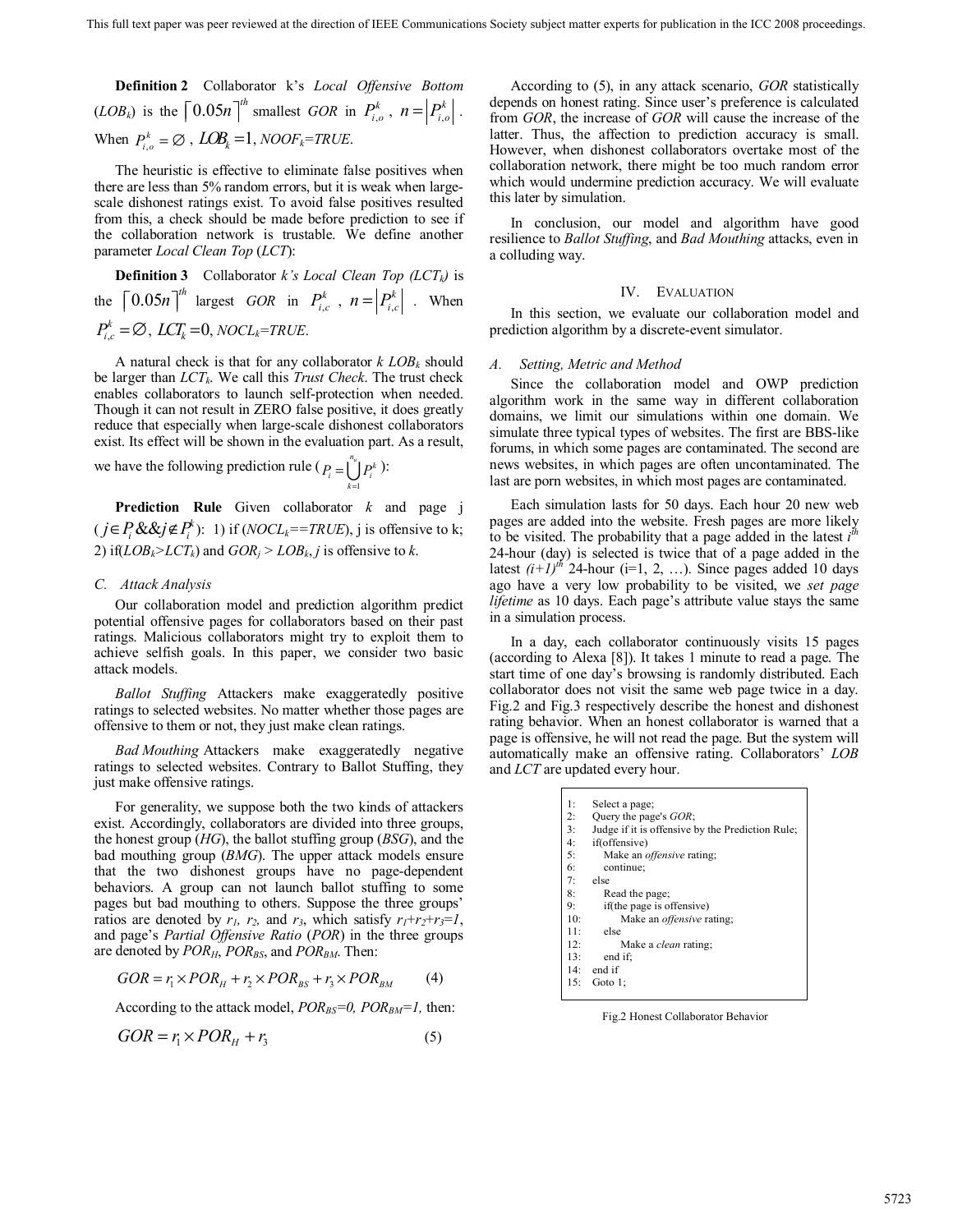**Definition 2** Collaborator k's *Local Offensive Bottom* ($LOB_k$) is the $\lceil 0.05n \rceil^{th}$ smallest *GOR* in $P_{i,o}^k$, $n = |P_{i,o}^k|$. When $P_{i,o}^k = \varnothing$, $LOB_k = 1$, $NOOF_k$=*TRUE*.

The heuristic is effective to eliminate false positives when there are less than 5% random errors, but it is weak when large-scale dishonest ratings exist. To avoid false positives resulted from this, a check should be made before prediction to see if the collaboration network is trustable. We define another parameter *Local Clean Top* (*LCT*):

**Definition 3** Collaborator *k's Local Clean Top* ($LCT_k$) is the $\lceil 0.05n \rceil^{th}$ largest *GOR* in $P_{i,c}^k$, $n = |P_{i,c}^k|$. When $P_{i,c}^k = \varnothing$, $LCT_k = 0$, $NOCL_k$=*TRUE*.

A natural check is that for any collaborator *k* $LOB_k$ should be larger than $LCT_k$. We call this *Trust Check*. The trust check enables collaborators to launch self-protection when needed. Though it can not result in ZERO false positive, it does greatly reduce that especially when large-scale dishonest collaborators exist. Its effect will be shown in the evaluation part. As a result, we have the following prediction rule ($P_i = \bigcup_{k=1}^{n_u} P_i^k$):

**Prediction Rule** Given collaborator *k* and page j ($j \in P_i \,\&\&\, j \notin P_i^k$): 1) if ($NOCL_k$==*TRUE*), j is offensive to k; 2) if($LOB_k$>$LCT_k$) and $GOR_j$ > $LOB_k$, *j* is offensive to *k*.

### *C. Attack Analysis*

Our collaboration model and prediction algorithm predict potential offensive pages for collaborators based on their past ratings. Malicious collaborators might try to exploit them to achieve selfish goals. In this paper, we consider two basic attack models.

*Ballot Stuffing* Attackers make exaggeratedly positive ratings to selected websites. No matter whether those pages are offensive to them or not, they just make clean ratings.

*Bad Mouthing* Attackers make exaggeratedly negative ratings to selected websites. Contrary to Ballot Stuffing, they just make offensive ratings.

For generality, we suppose both the two kinds of attackers exist. Accordingly, collaborators are divided into three groups, the honest group (*HG*), the ballot stuffing group (*BSG*), and the bad mouthing group (*BMG*). The upper attack models ensure that the two dishonest groups have no page-dependent behaviors. A group can not launch ballot stuffing to some pages but bad mouthing to others. Suppose the three groups' ratios are denoted by $r_1$, $r_2$, and $r_3$, which satisfy $r_1+r_2+r_3=1$, and page's *Partial Offensive Ratio* (*POR*) in the three groups are denoted by $POR_H$, $POR_{BS}$, and $POR_{BM}$. Then:

$$GOR = r_1 \times POR_H + r_2 \times POR_{BS} + r_3 \times POR_{BM} \qquad (4)$$

According to the attack model, $POR_{BS}=0$, $POR_{BM}=1$, then:

$$GOR = r_1 \times POR_H + r_3 \qquad (5)$$

According to (5), in any attack scenario, *GOR* statistically depends on honest rating. Since user's preference is calculated from *GOR*, the increase of *GOR* will cause the increase of the latter. Thus, the affection to prediction accuracy is small. However, when dishonest collaborators overtake most of the collaboration network, there might be too much random error which would undermine prediction accuracy. We will evaluate this later by simulation.

In conclusion, our model and algorithm have good resilience to *Ballot Stuffing*, and *Bad Mouthing* attacks, even in a colluding way.

## IV. EVALUATION

In this section, we evaluate our collaboration model and prediction algorithm by a discrete-event simulator.

### *A. Setting, Metric and Method*

Since the collaboration model and OWP prediction algorithm work in the same way in different collaboration domains, we limit our simulations within one domain. We simulate three typical types of websites. The first are BBS-like forums, in which some pages are contaminated. The second are news websites, in which pages are often uncontaminated. The last are porn websites, in which most pages are contaminated.

Each simulation lasts for 50 days. Each hour 20 new web pages are added into the website. Fresh pages are more likely to be visited. The probability that a page added in the latest $i^{th}$ 24-hour (day) is selected is twice that of a page added in the latest $(i+1)^{th}$ 24-hour (i=1, 2, …). Since pages added 10 days ago have a very low probability to be visited, we *set page lifetime* as 10 days. Each page's attribute value stays the same in a simulation process.

In a day, each collaborator continuously visits 15 pages (according to Alexa [8]). It takes 1 minute to read a page. The start time of one day's browsing is randomly distributed. Each collaborator does not visit the same web page twice in a day. Fig.2 and Fig.3 respectively describe the honest and dishonest rating behavior. When an honest collaborator is warned that a page is offensive, he will not read the page. But the system will automatically make an offensive rating. Collaborators' *LOB* and *LCT* are updated every hour.

```
1:  Select a page;
2:  Query the page's GOR;
3:  Judge if it is offensive by the Prediction Rule;
4:  if(offensive)
5:      Make an offensive rating;
6:      continue;
7:  else
8:      Read the page;
9:      if(the page is offensive)
10:         Make an offensive rating;
11:     else
12:         Make a clean rating;
13:     end if;
14: end if
15: Goto 1;
```

Fig.2 Honest Collaborator Behavior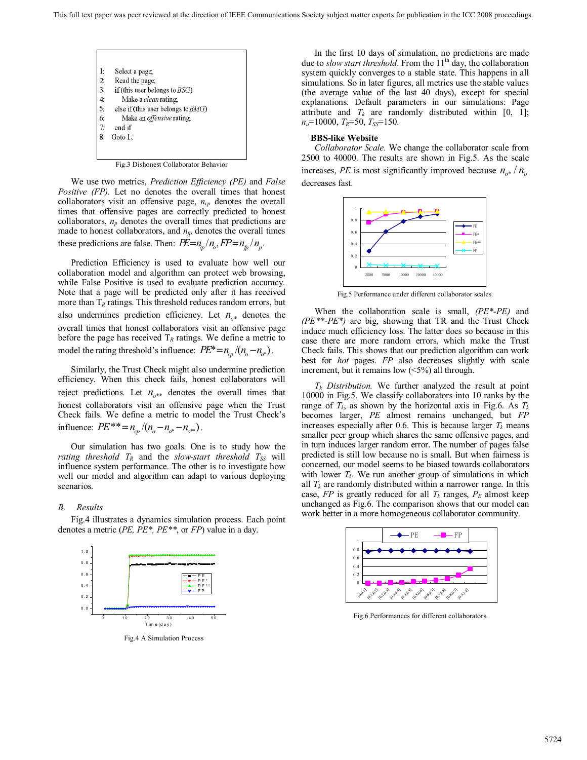```
1:   Select a page;
2:   Read the page;
3:   if (this user belongs to BSG)
4:       Make a clean rating;
5:   else if (this user belongs to BMG)
6:       Make an offensive rating;
7:   end if
8:   Goto 1;
```

Fig.3 Dishonest Collaborator Behavior

We use two metrics, *Prediction Efficiency (PE)* and *False Positive (FP)*. Let no denotes the overall times that honest collaborators visit an offensive page, $n_{cp}$ denotes the overall times that offensive pages are correctly predicted to honest collaborators, $n_p$ denotes the overall times that predictions are made to honest collaborators, and $n_{fp}$ denotes the overall times these predictions are false. Then: $PE = n_{cp}/n_o, FP = n_{fp}/n_p$.

Prediction Efficiency is used to evaluate how well our collaboration model and algorithm can protect web browsing, while False Positive is used to evaluate prediction accuracy. Note that a page will be predicted only after it has received more than $T_R$ ratings. This threshold reduces random errors, but also undermines prediction efficiency. Let $n_{o*}$ denotes the overall times that honest collaborators visit an offensive page before the page has received $T_R$ ratings. We define a metric to model the rating threshold's influence: $PE^* = n_{cp}/(n_o - n_{o*})$.

Similarly, the Trust Check might also undermine prediction efficiency. When this check fails, honest collaborators will reject predictions. Let $n_{o**}$ denotes the overall times that honest collaborators visit an offensive page when the Trust Check fails. We define a metric to model the Trust Check's influence: $PE^{**} = n_{cp}/(n_o - n_{o*} - n_{o**})$.

Our simulation has two goals. One is to study how the *rating threshold* $T_R$ and the *slow-start threshold* $T_{SS}$ will influence system performance. The other is to investigate how well our model and algorithm can adapt to various deploying scenarios.

### *B. Results*

Fig.4 illustrates a dynamics simulation process. Each point denotes a metric (*PE, PE\*, PE\*\**, or *FP*) value in a day.

Fig.4 A Simulation Process

In the first 10 days of simulation, no predictions are made due to *slow start threshold*. From the 11[th] day, the collaboration system quickly converges to a stable state. This happens in all simulations. So in later figures, all metrics use the stable values (the average value of the last 40 days), except for special explanations. Default parameters in our simulations: Page attribute and $T_k$ are randomly distributed within [0, 1]; $n_u$=10000, $T_R$=50, $T_{SS}$=150.

**BBS-like Website**

*Collaborator Scale.* We change the collaborator scale from 2500 to 40000. The results are shown in Fig.5. As the scale increases, *PE* is most significantly improved because $n_{o*}/n_o$ decreases fast.

Fig.5 Performance under different collaborator scales.

When the collaboration scale is small, *(PE\*-PE)* and *(PE\*\*-PE\*)* are big, showing that TR and the Trust Check induce much efficiency loss. The latter does so because in this case there are more random errors, which make the Trust Check fails. This shows that our prediction algorithm can work best for *hot* pages. *FP* also decreases slightly with scale increment, but it remains low (<5%) all through.

*$T_k$ Distribution.* We further analyzed the result at point 10000 in Fig.5. We classify collaborators into 10 ranks by the range of $T_k$, as shown by the horizontal axis in Fig.6. As $T_k$ becomes larger, *PE* almost remains unchanged, but *FP* increases especially after 0.6. This is because larger $T_k$ means smaller peer group which shares the same offensive pages, and in turn induces larger random error. The number of pages false predicted is still low because no is small. But when fairness is concerned, our model seems to be biased towards collaborators with lower $T_k$. We run another group of simulations in which all $T_k$ are randomly distributed within a narrower range. In this case, *FP* is greatly reduced for all $T_k$ ranges, $P_E$ almost keep unchanged as Fig.6. The comparison shows that our model can work better in a more homogeneous collaborator community.

Fig.6 Performances for different collaborators.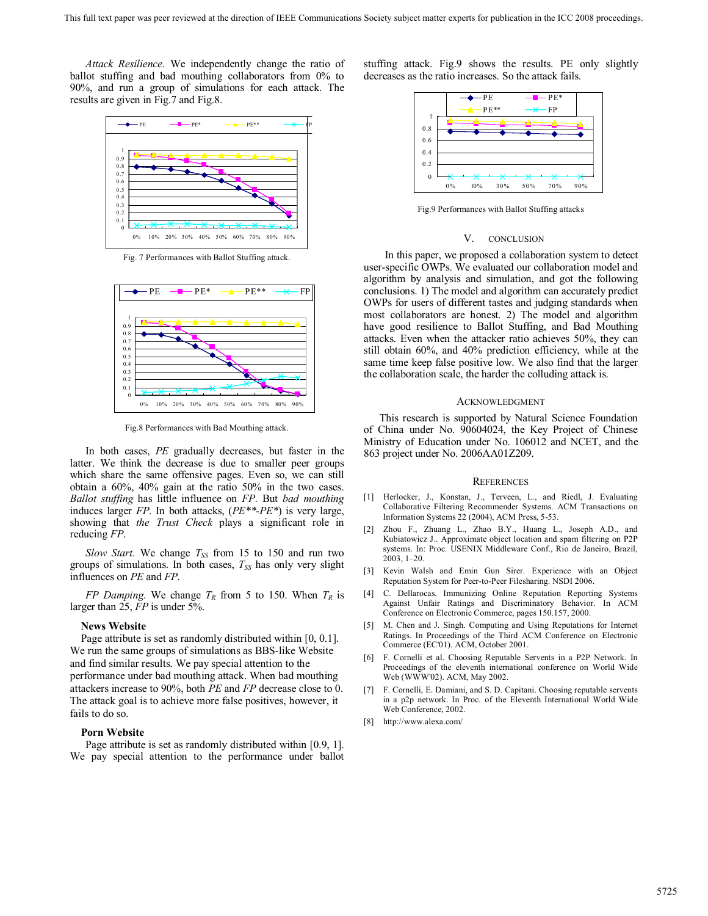*Attack Resilience*. We independently change the ratio of ballot stuffing and bad mouthing collaborators from 0% to 90%, and run a group of simulations for each attack. The results are given in Fig.7 and Fig.8.

PE PE* PE** FP

1
0.9
0.8
0.7
0.6
0.5
0.4
0.3
0.2
0.1
0

0% 10% 20% 30% 40% 50% 60% 70% 80% 90%

Fig. 7 Performances with Ballot Stuffing attack.

PE PE* PE** FP

1
0.9
0.8
0.7
0.6
0.5
0.4
0.3
0.2
0.1
0

0% 10% 20% 30% 40% 50% 60% 70% 80% 90%

Fig.8 Performances with Bad Mouthing attack.

In both cases, *PE* gradually decreases, but faster in the latter. We think the decrease is due to smaller peer groups which share the same offensive pages. Even so, we can still obtain a 60%, 40% gain at the ratio 50% in the two cases. *Ballot stuffing* has little influence on *FP*. But *bad mouthing* induces larger *FP*. In both attacks, (*PE***-*PE**) is very large, showing that *the Trust Check* plays a significant role in reducing *FP*.

*Slow Start.* We change $T_{SS}$ from 15 to 150 and run two groups of simulations. In both cases, $T_{SS}$ has only very slight influences on *PE* and *FP*.

*FP Damping.* We change $T_R$ from 5 to 150. When $T_R$ is larger than 25, *FP* is under 5%.

**News Website**

Page attribute is set as randomly distributed within [0, 0.1]. We run the same groups of simulations as BBS-like Website and find similar results. We pay special attention to the performance under bad mouthing attack. When bad mouthing attackers increase to 90%, both *PE* and *FP* decrease close to 0. The attack goal is to achieve more false positives, however, it fails to do so.

**Porn Website**

Page attribute is set as randomly distributed within [0.9, 1]. We pay special attention to the performance under ballot stuffing attack. Fig.9 shows the results. PE only slightly decreases as the ratio increases. So the attack fails.

PE PE* PE** FP

1
0.8
0.6
0.4
0.2
0

0% 10% 30% 50% 70% 90%

Fig.9 Performances with Ballot Stuffing attacks

## V. CONCLUSION

In this paper, we proposed a collaboration system to detect user-specific OWPs. We evaluated our collaboration model and algorithm by analysis and simulation, and got the following conclusions. 1) The model and algorithm can accurately predict OWPs for users of different tastes and judging standards when most collaborators are honest. 2) The model and algorithm have good resilience to Ballot Stuffing, and Bad Mouthing attacks. Even when the attacker ratio achieves 50%, they can still obtain 60%, and 40% prediction efficiency, while at the same time keep false positive low. We also find that the larger the collaboration scale, the harder the colluding attack is.

## ACKNOWLEDGMENT

This research is supported by Natural Science Foundation of China under No. 90604024, the Key Project of Chinese Ministry of Education under No. 106012 and NCET, and the 863 project under No. 2006AA01Z209.

## REFERENCES

[1] Herlocker, J., Konstan, J., Terveen, L., and Riedl, J. Evaluating Collaborative Filtering Recommender Systems. ACM Transactions on Information Systems 22 (2004), ACM Press, 5-53.

[2] Zhou F., Zhuang L., Zhao B.Y., Huang L., Joseph A.D., and Kubiatowicz J.. Approximate object location and spam filtering on P2P systems. In: Proc. USENIX Middleware Conf., Rio de Janeiro, Brazil, 2003, 1–20.

[3] Kevin Walsh and Emin Gun Sirer. Experience with an Object Reputation System for Peer-to-Peer Filesharing. NSDI 2006.

[4] C. Dellarocas. Immunizing Online Reputation Reporting Systems Against Unfair Ratings and Discriminatory Behavior. In ACM Conference on Electronic Commerce, pages 150.157, 2000.

[5] M. Chen and J. Singh. Computing and Using Reputations for Internet Ratings. In Proceedings of the Third ACM Conference on Electronic Commerce (EC'01). ACM, October 2001.

[6] F. Cornelli et al. Choosing Reputable Servents in a P2P Network. In Proceedings of the eleventh international conference on World Wide Web (WWW'02). ACM, May 2002.

[7] F. Cornelli, E. Damiani, and S. D. Capitani. Choosing reputable servents in a p2p network. In Proc. of the Eleventh International World Wide Web Conference, 2002.

[8] http://www.alexa.com/